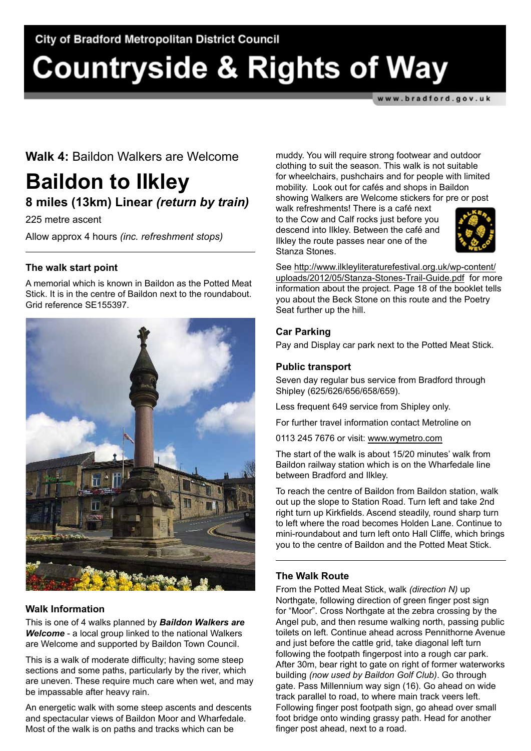City of Bradford Metropolitan District Council

# Countryside & Rights of Way

www.bradford.gov.uk

**Walk 4:** Baildon Walkers are Welcome

# Baildon to Ilkley

## 8 miles (13km) Linear *(return by train)*

225 metre ascent

Allow approx 4 hours *(inc. refreshment stops)*

### The walk start point

A memorial which is known in Baildon as the Potted Meat Stick. It is in the centre of Baildon next to the roundabout. Grid reference SE155397.

### Walk Information

This is one of 4 walks planned by ***Baildon Walkers are Welcome*** - a local group linked to the national Walkers are Welcome and supported by Baildon Town Council.

This is a walk of moderate difficulty; having some steep sections and some paths, particularly by the river, which are uneven. These require much care when wet, and may be impassable after heavy rain.

An energetic walk with some steep ascents and descents and spectacular views of Baildon Moor and Wharfedale. Most of the walk is on paths and tracks which can be muddy. You will require strong footwear and outdoor clothing to suit the season. This walk is not suitable for wheelchairs, pushchairs and for people with limited mobility. Look out for cafés and shops in Baildon showing Walkers are Welcome stickers for pre or post walk refreshments! There is a café next to the Cow and Calf rocks just before you descend into Ilkley. Between the café and Ilkley the route passes near one of the Stanza Stones.

See http://www.ilkleyliteraturefestival.org.uk/wp-content/uploads/2012/05/Stanza-Stones-Trail-Guide.pdf for more information about the project. Page 18 of the booklet tells you about the Beck Stone on this route and the Poetry Seat further up the hill.

### Car Parking

Pay and Display car park next to the Potted Meat Stick.

### Public transport

Seven day regular bus service from Bradford through Shipley (625/626/656/658/659).

Less frequent 649 service from Shipley only.

For further travel information contact Metroline on

0113 245 7676 or visit: www.wymetro.com

The start of the walk is about 15/20 minutes' walk from Baildon railway station which is on the Wharfedale line between Bradford and Ilkley.

To reach the centre of Baildon from Baildon station, walk out up the slope to Station Road. Turn left and take 2nd right turn up Kirkfields. Ascend steadily, round sharp turn to left where the road becomes Holden Lane. Continue to mini-roundabout and turn left onto Hall Cliffe, which brings you to the centre of Baildon and the Potted Meat Stick.

### The Walk Route

From the Potted Meat Stick, walk *(direction N)* up Northgate, following direction of green finger post sign for "Moor". Cross Northgate at the zebra crossing by the Angel pub, and then resume walking north, passing public toilets on left. Continue ahead across Pennithorne Avenue and just before the cattle grid, take diagonal left turn following the footpath fingerpost into a rough car park. After 30m, bear right to gate on right of former waterworks building *(now used by Baildon Golf Club)*. Go through gate. Pass Millennium way sign (16). Go ahead on wide track parallel to road, to where main track veers left. Following finger post footpath sign, go ahead over small foot bridge onto winding grassy path. Head for another finger post ahead, next to a road.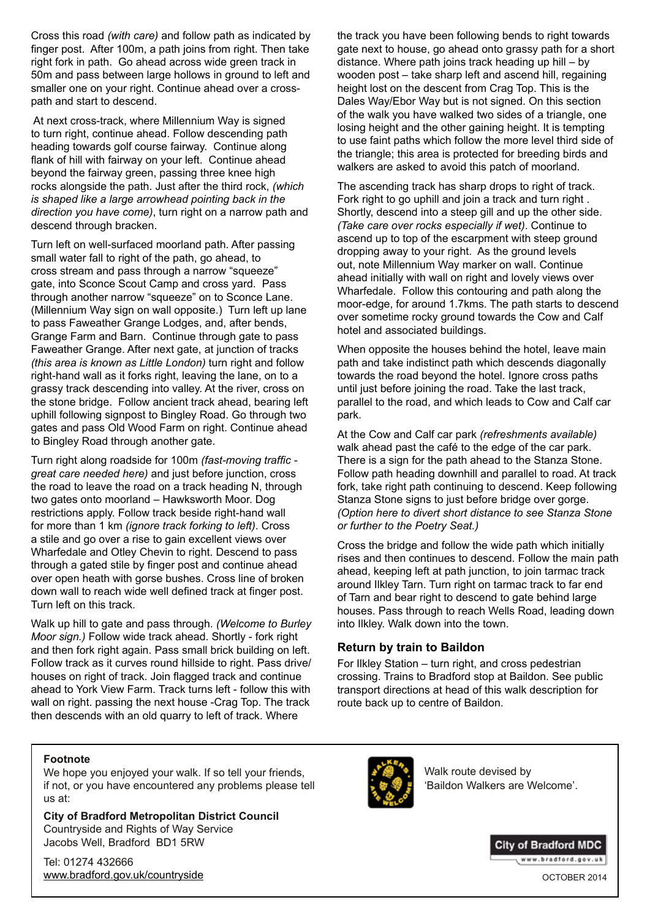Cross this road *(with care)* and follow path as indicated by finger post. After 100m, a path joins from right. Then take right fork in path. Go ahead across wide green track in 50m and pass between large hollows in ground to left and smaller one on your right. Continue ahead over a cross-path and start to descend.

At next cross-track, where Millennium Way is signed to turn right, continue ahead. Follow descending path heading towards golf course fairway. Continue along flank of hill with fairway on your left. Continue ahead beyond the fairway green, passing three knee high rocks alongside the path. Just after the third rock, *(which is shaped like a large arrowhead pointing back in the direction you have come)*, turn right on a narrow path and descend through bracken.

Turn left on well-surfaced moorland path. After passing small water fall to right of the path, go ahead, to cross stream and pass through a narrow "squeeze" gate, into Sconce Scout Camp and cross yard. Pass through another narrow "squeeze" on to Sconce Lane. (Millennium Way sign on wall opposite.) Turn left up lane to pass Faweather Grange Lodges, and, after bends, Grange Farm and Barn. Continue through gate to pass Faweather Grange. After next gate, at junction of tracks *(this area is known as Little London)* turn right and follow right-hand wall as it forks right, leaving the lane, on to a grassy track descending into valley. At the river, cross on the stone bridge. Follow ancient track ahead, bearing left uphill following signpost to Bingley Road. Go through two gates and pass Old Wood Farm on right. Continue ahead to Bingley Road through another gate.

Turn right along roadside for 100m *(fast-moving traffic - great care needed here)* and just before junction, cross the road to leave the road on a track heading N, through two gates onto moorland – Hawksworth Moor. Dog restrictions apply. Follow track beside right-hand wall for more than 1 km *(ignore track forking to left)*. Cross a stile and go over a rise to gain excellent views over Wharfedale and Otley Chevin to right. Descend to pass through a gated stile by finger post and continue ahead over open heath with gorse bushes. Cross line of broken down wall to reach wide well defined track at finger post. Turn left on this track.

Walk up hill to gate and pass through. *(Welcome to Burley Moor sign.)* Follow wide track ahead. Shortly - fork right and then fork right again. Pass small brick building on left. Follow track as it curves round hillside to right. Pass drive/houses on right of track. Join flagged track and continue ahead to York View Farm. Track turns left - follow this with wall on right. passing the next house -Crag Top. The track then descends with an old quarry to left of track. Where the track you have been following bends to right towards gate next to house, go ahead onto grassy path for a short distance. Where path joins track heading up hill – by wooden post – take sharp left and ascend hill, regaining height lost on the descent from Crag Top. This is the Dales Way/Ebor Way but is not signed. On this section of the walk you have walked two sides of a triangle, one losing height and the other gaining height. It is tempting to use faint paths which follow the more level third side of the triangle; this area is protected for breeding birds and walkers are asked to avoid this patch of moorland.

The ascending track has sharp drops to right of track. Fork right to go uphill and join a track and turn right . Shortly, descend into a steep gill and up the other side. *(Take care over rocks especially if wet)*. Continue to ascend up to top of the escarpment with steep ground dropping away to your right. As the ground levels out, note Millennium Way marker on wall. Continue ahead initially with wall on right and lovely views over Wharfedale. Follow this contouring and path along the moor-edge, for around 1.7kms. The path starts to descend over sometime rocky ground towards the Cow and Calf hotel and associated buildings.

When opposite the houses behind the hotel, leave main path and take indistinct path which descends diagonally towards the road beyond the hotel. Ignore cross paths until just before joining the road. Take the last track, parallel to the road, and which leads to Cow and Calf car park.

At the Cow and Calf car park *(refreshments available)* walk ahead past the café to the edge of the car park. There is a sign for the path ahead to the Stanza Stone. Follow path heading downhill and parallel to road. At track fork, take right path continuing to descend. Keep following Stanza Stone signs to just before bridge over gorge. *(Option here to divert short distance to see Stanza Stone or further to the Poetry Seat.)*

Cross the bridge and follow the wide path which initially rises and then continues to descend. Follow the main path ahead, keeping left at path junction, to join tarmac track around Ilkley Tarn. Turn right on tarmac track to far end of Tarn and bear right to descend to gate behind large houses. Pass through to reach Wells Road, leading down into Ilkley. Walk down into the town.

## Return by train to Baildon

For Ilkley Station – turn right, and cross pedestrian crossing. Trains to Bradford stop at Baildon. See public transport directions at head of this walk description for route back up to centre of Baildon.

**Footnote**

We hope you enjoyed your walk. If so tell your friends, if not, or you have encountered any problems please tell us at:

**City of Bradford Metropolitan District Council**
Countryside and Rights of Way Service
Jacobs Well, Bradford BD1 5RW

Tel: 01274 432666
www.bradford.gov.uk/countryside

Walk route devised by 'Baildon Walkers are Welcome'.

City of Bradford MDC
www.bradford.gov.uk

OCTOBER 2014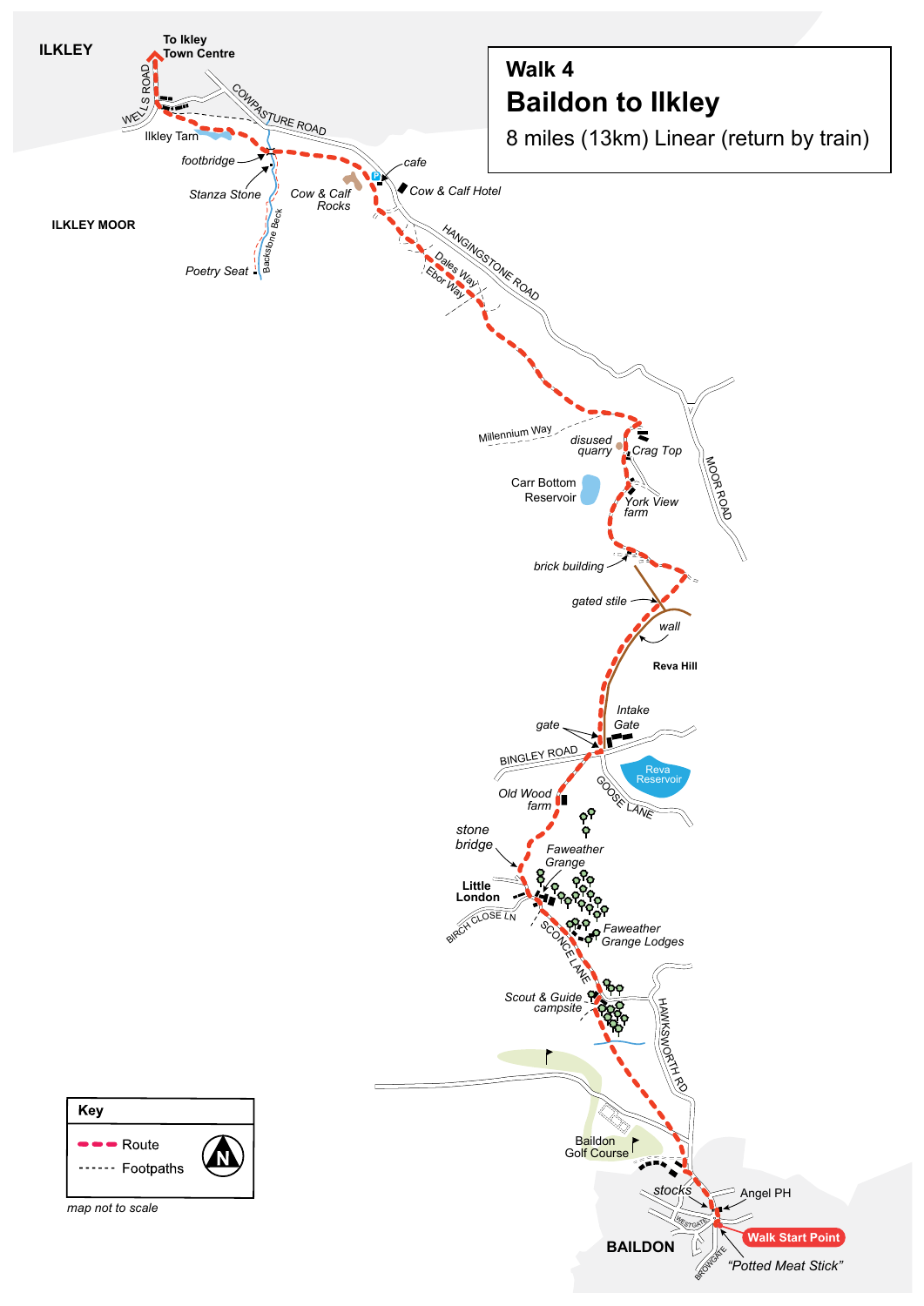# Walk 4

## Baildon to Ilkley

8 miles (13km) Linear (return by train)

ILKLEY

To Ilkey Town Centre

WELLS ROAD

COWPASTURE ROAD

Ilkley Tarn

footbridge

Stanza Stone

Cow & Calf Rocks

cafe

Cow & Calf Hotel

ILKLEY MOOR

Backstone Beck

Poetry Seat

HANGINGSTONE ROAD

Dales Way

Ebor Way

Millennium Way

disused quarry

Crag Top

Carr Bottom Reservoir

York View farm

MOOR ROAD

brick building

gated stile

wall

Reva Hill

Intake Gate

gate

BINGLEY ROAD

Reva Reservoir

GOOSE LANE

Old Wood farm

stone bridge

Faweather Grange

Little London

BIRCH CLOSE LN

SCONCE LANE

Faweather Grange Lodges

Scout & Guide campsite

HAWKSWORTH RD

Baildon Golf Course

stocks

Angel PH

WESTGATE

BAILDON

BROWGATE

Walk Start Point

"Potted Meat Stick"

Key

Route

Footpaths

N

map not to scale